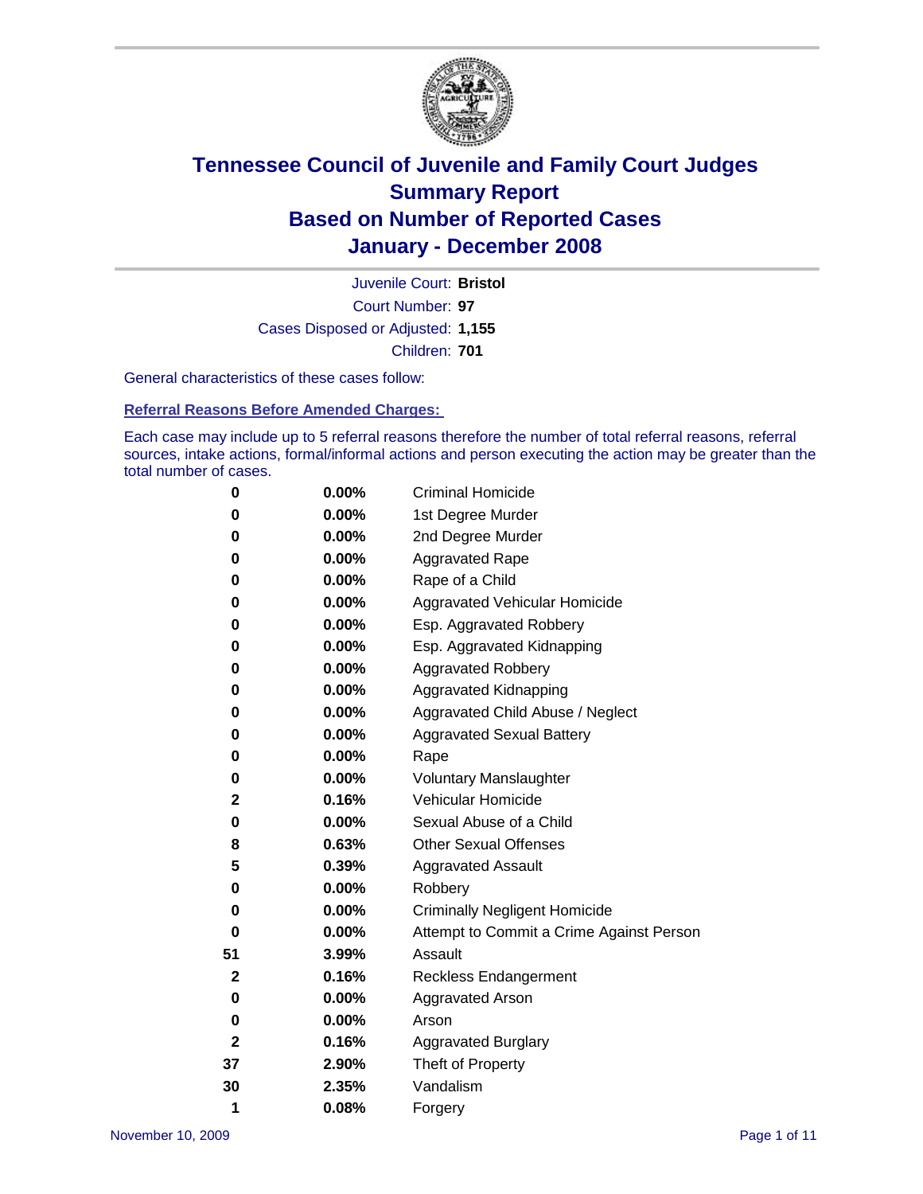# Tennessee Council of Juvenile and Family Court Judges
## Summary Report
## Based on Number of Reported Cases
## January - December 2008

Juvenile Court: **Bristol**
Court Number: **97**
Cases Disposed or Adjusted: **1,155**
Children: **701**

General characteristics of these cases follow:

### Referral Reasons Before Amended Charges:

Each case may include up to 5 referral reasons therefore the number of total referral reasons, referral sources, intake actions, formal/informal actions and person executing the action may be greater than the total number of cases.

| Count | Percent | Referral Reason |
|---|---|---|
| 0 | 0.00% | Criminal Homicide |
| 0 | 0.00% | 1st Degree Murder |
| 0 | 0.00% | 2nd Degree Murder |
| 0 | 0.00% | Aggravated Rape |
| 0 | 0.00% | Rape of a Child |
| 0 | 0.00% | Aggravated Vehicular Homicide |
| 0 | 0.00% | Esp. Aggravated Robbery |
| 0 | 0.00% | Esp. Aggravated Kidnapping |
| 0 | 0.00% | Aggravated Robbery |
| 0 | 0.00% | Aggravated Kidnapping |
| 0 | 0.00% | Aggravated Child Abuse / Neglect |
| 0 | 0.00% | Aggravated Sexual Battery |
| 0 | 0.00% | Rape |
| 0 | 0.00% | Voluntary Manslaughter |
| 2 | 0.16% | Vehicular Homicide |
| 0 | 0.00% | Sexual Abuse of a Child |
| 8 | 0.63% | Other Sexual Offenses |
| 5 | 0.39% | Aggravated Assault |
| 0 | 0.00% | Robbery |
| 0 | 0.00% | Criminally Negligent Homicide |
| 0 | 0.00% | Attempt to Commit a Crime Against Person |
| 51 | 3.99% | Assault |
| 2 | 0.16% | Reckless Endangerment |
| 0 | 0.00% | Aggravated Arson |
| 0 | 0.00% | Arson |
| 2 | 0.16% | Aggravated Burglary |
| 37 | 2.90% | Theft of Property |
| 30 | 2.35% | Vandalism |
| 1 | 0.08% | Forgery |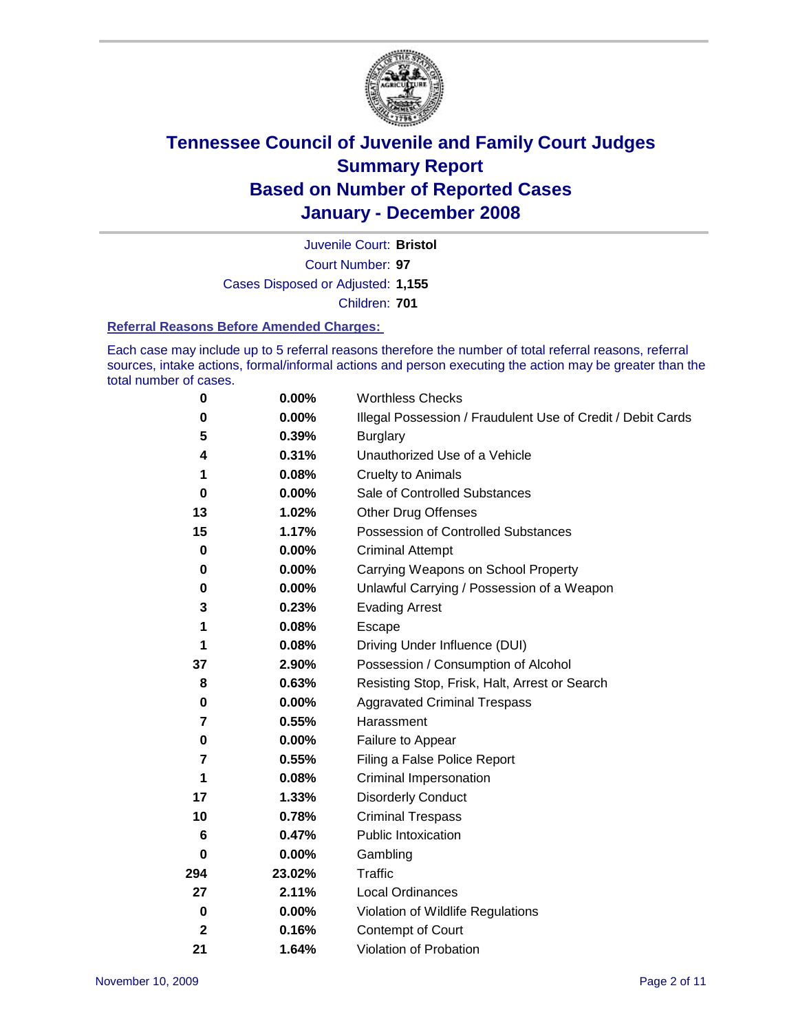# Tennessee Council of Juvenile and Family Court Judges
## Summary Report
## Based on Number of Reported Cases
## January - December 2008

Juvenile Court: **Bristol**

Court Number: **97**

Cases Disposed or Adjusted: **1,155**

Children: **701**

### Referral Reasons Before Amended Charges:

Each case may include up to 5 referral reasons therefore the number of total referral reasons, referral sources, intake actions, formal/informal actions and person executing the action may be greater than the total number of cases.

| Count | Percent | Referral Reason |
|---|---|---|
| 0 | 0.00% | Worthless Checks |
| 0 | 0.00% | Illegal Possession / Fraudulent Use of Credit / Debit Cards |
| 5 | 0.39% | Burglary |
| 4 | 0.31% | Unauthorized Use of a Vehicle |
| 1 | 0.08% | Cruelty to Animals |
| 0 | 0.00% | Sale of Controlled Substances |
| 13 | 1.02% | Other Drug Offenses |
| 15 | 1.17% | Possession of Controlled Substances |
| 0 | 0.00% | Criminal Attempt |
| 0 | 0.00% | Carrying Weapons on School Property |
| 0 | 0.00% | Unlawful Carrying / Possession of a Weapon |
| 3 | 0.23% | Evading Arrest |
| 1 | 0.08% | Escape |
| 1 | 0.08% | Driving Under Influence (DUI) |
| 37 | 2.90% | Possession / Consumption of Alcohol |
| 8 | 0.63% | Resisting Stop, Frisk, Halt, Arrest or Search |
| 0 | 0.00% | Aggravated Criminal Trespass |
| 7 | 0.55% | Harassment |
| 0 | 0.00% | Failure to Appear |
| 7 | 0.55% | Filing a False Police Report |
| 1 | 0.08% | Criminal Impersonation |
| 17 | 1.33% | Disorderly Conduct |
| 10 | 0.78% | Criminal Trespass |
| 6 | 0.47% | Public Intoxication |
| 0 | 0.00% | Gambling |
| 294 | 23.02% | Traffic |
| 27 | 2.11% | Local Ordinances |
| 0 | 0.00% | Violation of Wildlife Regulations |
| 2 | 0.16% | Contempt of Court |
| 21 | 1.64% | Violation of Probation |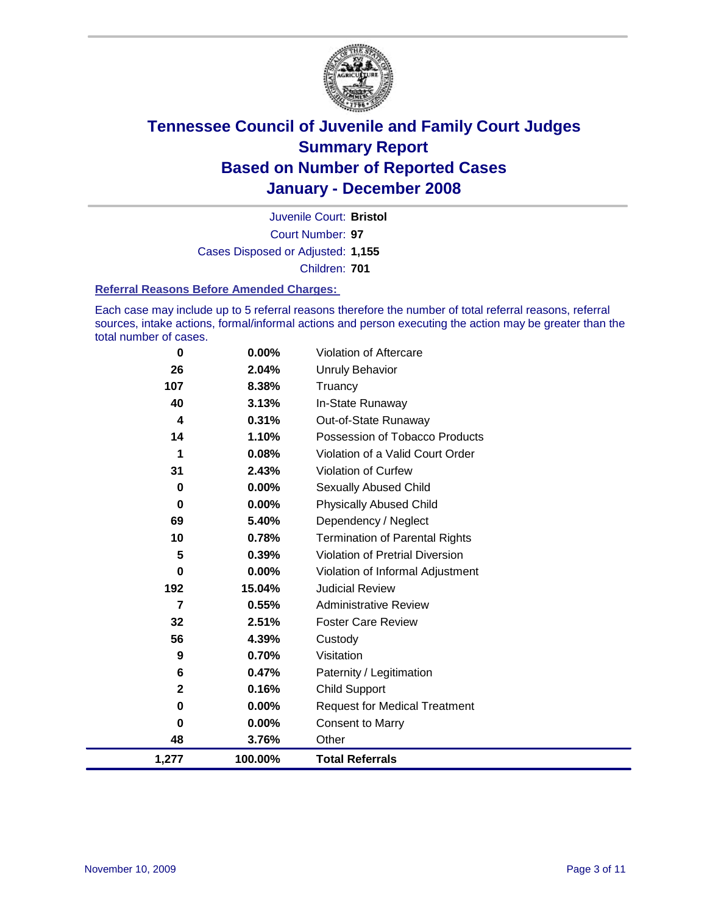# Tennessee Council of Juvenile and Family Court Judges
## Summary Report
## Based on Number of Reported Cases
## January - December 2008

Juvenile Court: **Bristol**
Court Number: **97**
Cases Disposed or Adjusted: **1,155**
Children: **701**

### Referral Reasons Before Amended Charges:

Each case may include up to 5 referral reasons therefore the number of total referral reasons, referral sources, intake actions, formal/informal actions and person executing the action may be greater than the total number of cases.

| Count | Percent | Referral Reason |
|---|---|---|
| 0 | 0.00% | Violation of Aftercare |
| 26 | 2.04% | Unruly Behavior |
| 107 | 8.38% | Truancy |
| 40 | 3.13% | In-State Runaway |
| 4 | 0.31% | Out-of-State Runaway |
| 14 | 1.10% | Possession of Tobacco Products |
| 1 | 0.08% | Violation of a Valid Court Order |
| 31 | 2.43% | Violation of Curfew |
| 0 | 0.00% | Sexually Abused Child |
| 0 | 0.00% | Physically Abused Child |
| 69 | 5.40% | Dependency / Neglect |
| 10 | 0.78% | Termination of Parental Rights |
| 5 | 0.39% | Violation of Pretrial Diversion |
| 0 | 0.00% | Violation of Informal Adjustment |
| 192 | 15.04% | Judicial Review |
| 7 | 0.55% | Administrative Review |
| 32 | 2.51% | Foster Care Review |
| 56 | 4.39% | Custody |
| 9 | 0.70% | Visitation |
| 6 | 0.47% | Paternity / Legitimation |
| 2 | 0.16% | Child Support |
| 0 | 0.00% | Request for Medical Treatment |
| 0 | 0.00% | Consent to Marry |
| 48 | 3.76% | Other |
| **1,277** | **100.00%** | **Total Referrals** |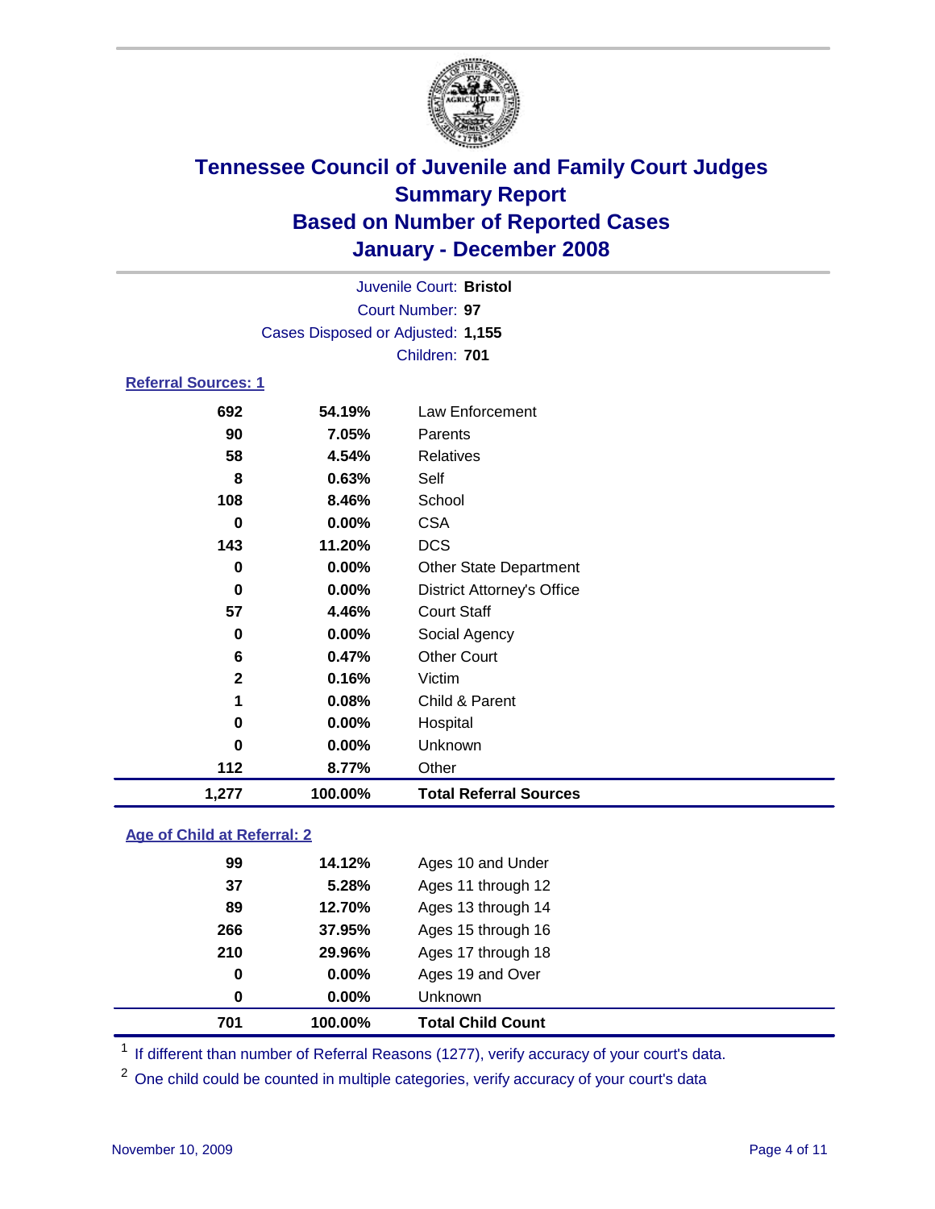# Tennessee Council of Juvenile and Family Court Judges
## Summary Report
## Based on Number of Reported Cases
## January - December 2008

Juvenile Court: **Bristol**
Court Number: **97**
Cases Disposed or Adjusted: **1,155**
Children: **701**

### Referral Sources: 1

| Count | Percent | Source |
|---|---|---|
| 692 | 54.19% | Law Enforcement |
| 90 | 7.05% | Parents |
| 58 | 4.54% | Relatives |
| 8 | 0.63% | Self |
| 108 | 8.46% | School |
| 0 | 0.00% | CSA |
| 143 | 11.20% | DCS |
| 0 | 0.00% | Other State Department |
| 0 | 0.00% | District Attorney's Office |
| 57 | 4.46% | Court Staff |
| 0 | 0.00% | Social Agency |
| 6 | 0.47% | Other Court |
| 2 | 0.16% | Victim |
| 1 | 0.08% | Child & Parent |
| 0 | 0.00% | Hospital |
| 0 | 0.00% | Unknown |
| 112 | 8.77% | Other |
| **1,277** | **100.00%** | **Total Referral Sources** |

### Age of Child at Referral: 2

| Count | Percent | Age |
|---|---|---|
| 99 | 14.12% | Ages 10 and Under |
| 37 | 5.28% | Ages 11 through 12 |
| 89 | 12.70% | Ages 13 through 14 |
| 266 | 37.95% | Ages 15 through 16 |
| 210 | 29.96% | Ages 17 through 18 |
| 0 | 0.00% | Ages 19 and Over |
| 0 | 0.00% | Unknown |
| **701** | **100.00%** | **Total Child Count** |

[1] If different than number of Referral Reasons (1277), verify accuracy of your court's data.

[2] One child could be counted in multiple categories, verify accuracy of your court's data

November 10, 2009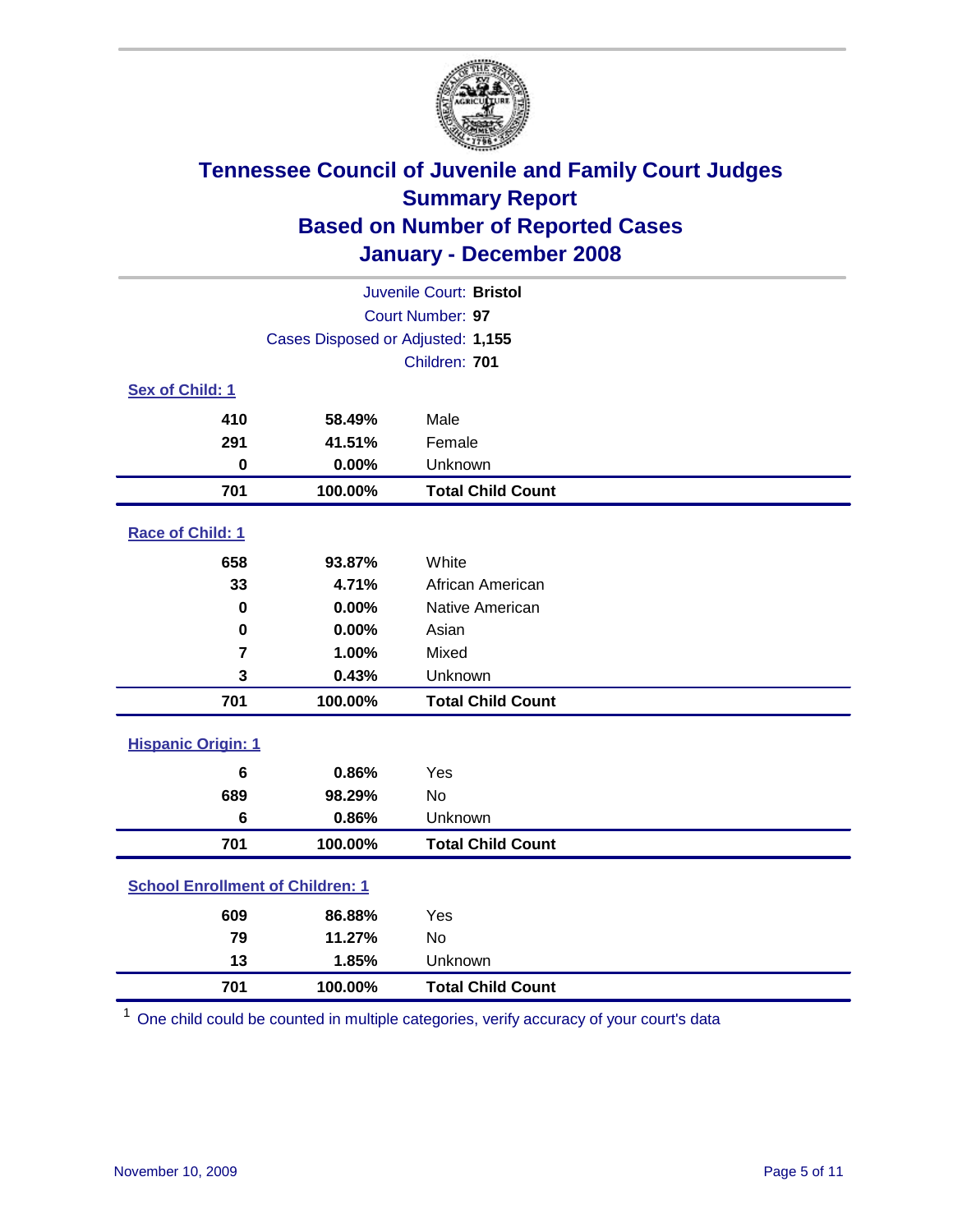# Tennessee Council of Juvenile and Family Court Judges
## Summary Report
## Based on Number of Reported Cases
## January - December 2008

Juvenile Court: **Bristol**
Court Number: **97**
Cases Disposed or Adjusted: **1,155**
Children: **701**

### Sex of Child: 1

| Count | Percent | Category |
|---|---|---|
| 410 | 58.49% | Male |
| 291 | 41.51% | Female |
| 0 | 0.00% | Unknown |
| **701** | **100.00%** | **Total Child Count** |

### Race of Child: 1

| Count | Percent | Category |
|---|---|---|
| 658 | 93.87% | White |
| 33 | 4.71% | African American |
| 0 | 0.00% | Native American |
| 0 | 0.00% | Asian |
| 7 | 1.00% | Mixed |
| 3 | 0.43% | Unknown |
| **701** | **100.00%** | **Total Child Count** |

### Hispanic Origin: 1

| Count | Percent | Category |
|---|---|---|
| 6 | 0.86% | Yes |
| 689 | 98.29% | No |
| 6 | 0.86% | Unknown |
| **701** | **100.00%** | **Total Child Count** |

### School Enrollment of Children: 1

| Count | Percent | Category |
|---|---|---|
| 609 | 86.88% | Yes |
| 79 | 11.27% | No |
| 13 | 1.85% | Unknown |
| **701** | **100.00%** | **Total Child Count** |

[1] One child could be counted in multiple categories, verify accuracy of your court's data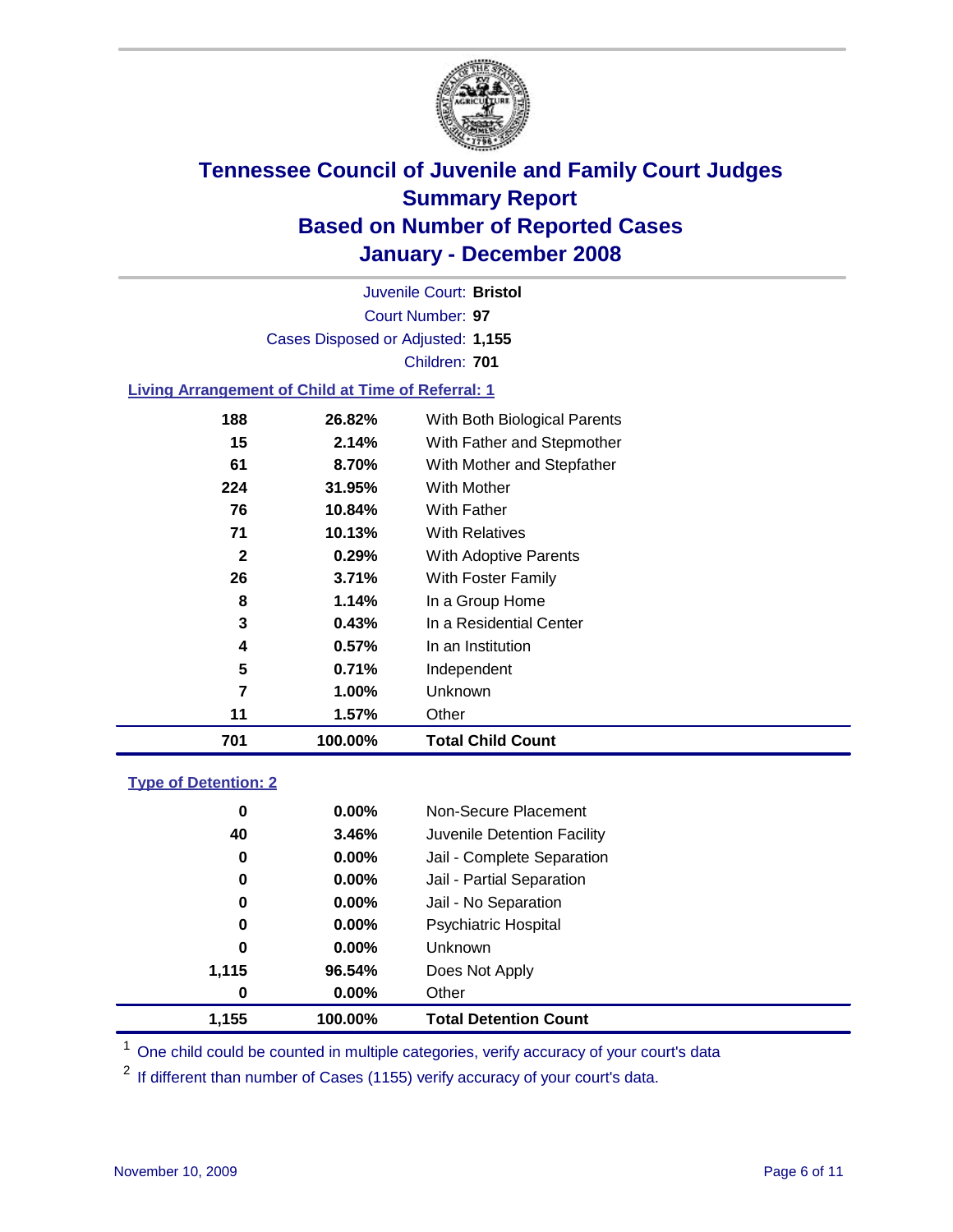# Tennessee Council of Juvenile and Family Court Judges
## Summary Report
## Based on Number of Reported Cases
## January - December 2008

Juvenile Court: **Bristol**

Court Number: **97**

Cases Disposed or Adjusted: **1,155**

Children: **701**

### Living Arrangement of Child at Time of Referral: 1

| | | |
|---|---|---|
| 188 | 26.82% | With Both Biological Parents |
| 15 | 2.14% | With Father and Stepmother |
| 61 | 8.70% | With Mother and Stepfather |
| 224 | 31.95% | With Mother |
| 76 | 10.84% | With Father |
| 71 | 10.13% | With Relatives |
| 2 | 0.29% | With Adoptive Parents |
| 26 | 3.71% | With Foster Family |
| 8 | 1.14% | In a Group Home |
| 3 | 0.43% | In a Residential Center |
| 4 | 0.57% | In an Institution |
| 5 | 0.71% | Independent |
| 7 | 1.00% | Unknown |
| 11 | 1.57% | Other |
| **701** | **100.00%** | **Total Child Count** |

### Type of Detention: 2

| | | |
|---|---|---|
| 0 | 0.00% | Non-Secure Placement |
| 40 | 3.46% | Juvenile Detention Facility |
| 0 | 0.00% | Jail - Complete Separation |
| 0 | 0.00% | Jail - Partial Separation |
| 0 | 0.00% | Jail - No Separation |
| 0 | 0.00% | Psychiatric Hospital |
| 0 | 0.00% | Unknown |
| 1,115 | 96.54% | Does Not Apply |
| 0 | 0.00% | Other |
| **1,155** | **100.00%** | **Total Detention Count** |

[1] One child could be counted in multiple categories, verify accuracy of your court's data

[2] If different than number of Cases (1155) verify accuracy of your court's data.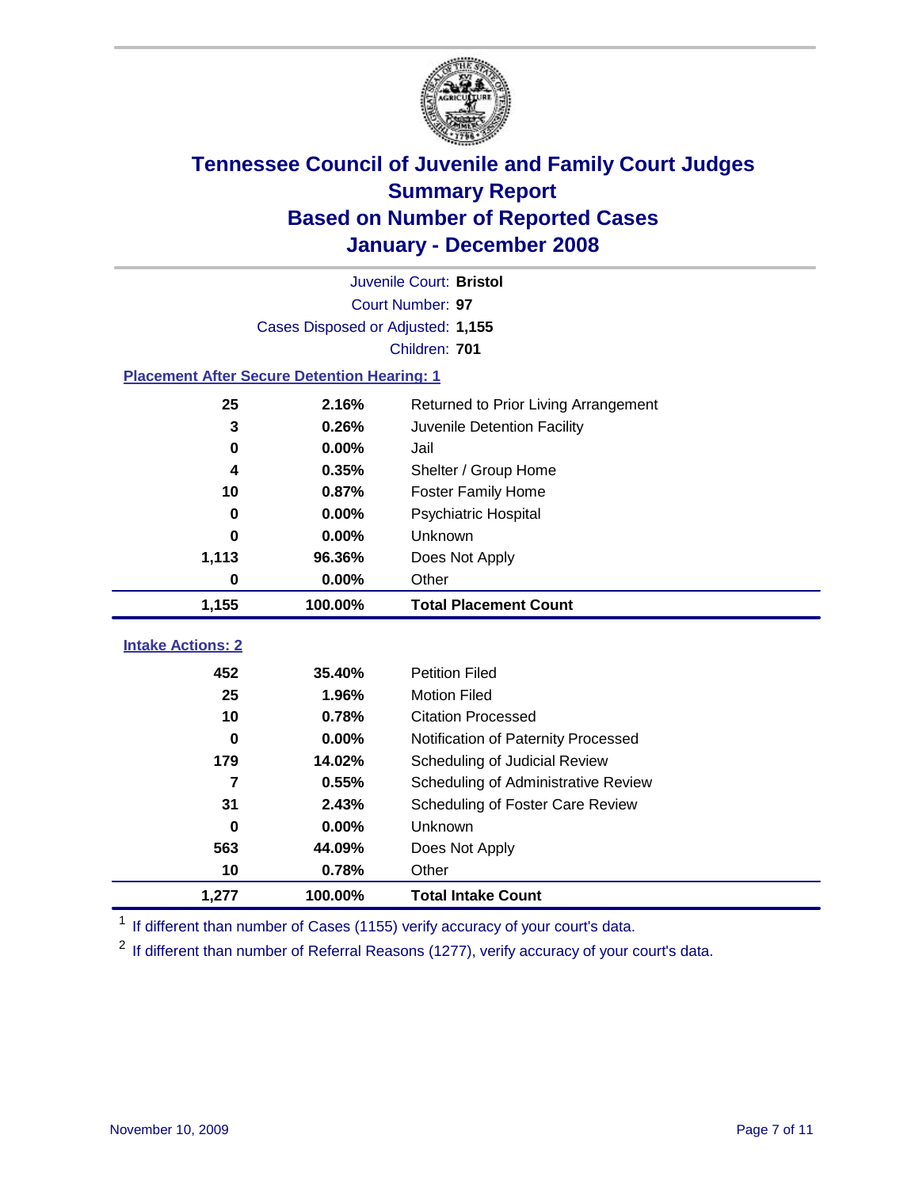# Tennessee Council of Juvenile and Family Court Judges
## Summary Report
## Based on Number of Reported Cases
## January - December 2008

Juvenile Court: **Bristol**

Court Number: **97**

Cases Disposed or Adjusted: **1,155**

Children: **701**

### Placement After Secure Detention Hearing: 1

| Count | Percent | Placement |
|---|---|---|
| 25 | 2.16% | Returned to Prior Living Arrangement |
| 3 | 0.26% | Juvenile Detention Facility |
| 0 | 0.00% | Jail |
| 4 | 0.35% | Shelter / Group Home |
| 10 | 0.87% | Foster Family Home |
| 0 | 0.00% | Psychiatric Hospital |
| 0 | 0.00% | Unknown |
| 1,113 | 96.36% | Does Not Apply |
| 0 | 0.00% | Other |
| **1,155** | **100.00%** | **Total Placement Count** |

### Intake Actions: 2

| Count | Percent | Intake Action |
|---|---|---|
| 452 | 35.40% | Petition Filed |
| 25 | 1.96% | Motion Filed |
| 10 | 0.78% | Citation Processed |
| 0 | 0.00% | Notification of Paternity Processed |
| 179 | 14.02% | Scheduling of Judicial Review |
| 7 | 0.55% | Scheduling of Administrative Review |
| 31 | 2.43% | Scheduling of Foster Care Review |
| 0 | 0.00% | Unknown |
| 563 | 44.09% | Does Not Apply |
| 10 | 0.78% | Other |
| **1,277** | **100.00%** | **Total Intake Count** |

[1] If different than number of Cases (1155) verify accuracy of your court's data.

[2] If different than number of Referral Reasons (1277), verify accuracy of your court's data.

November 10, 2009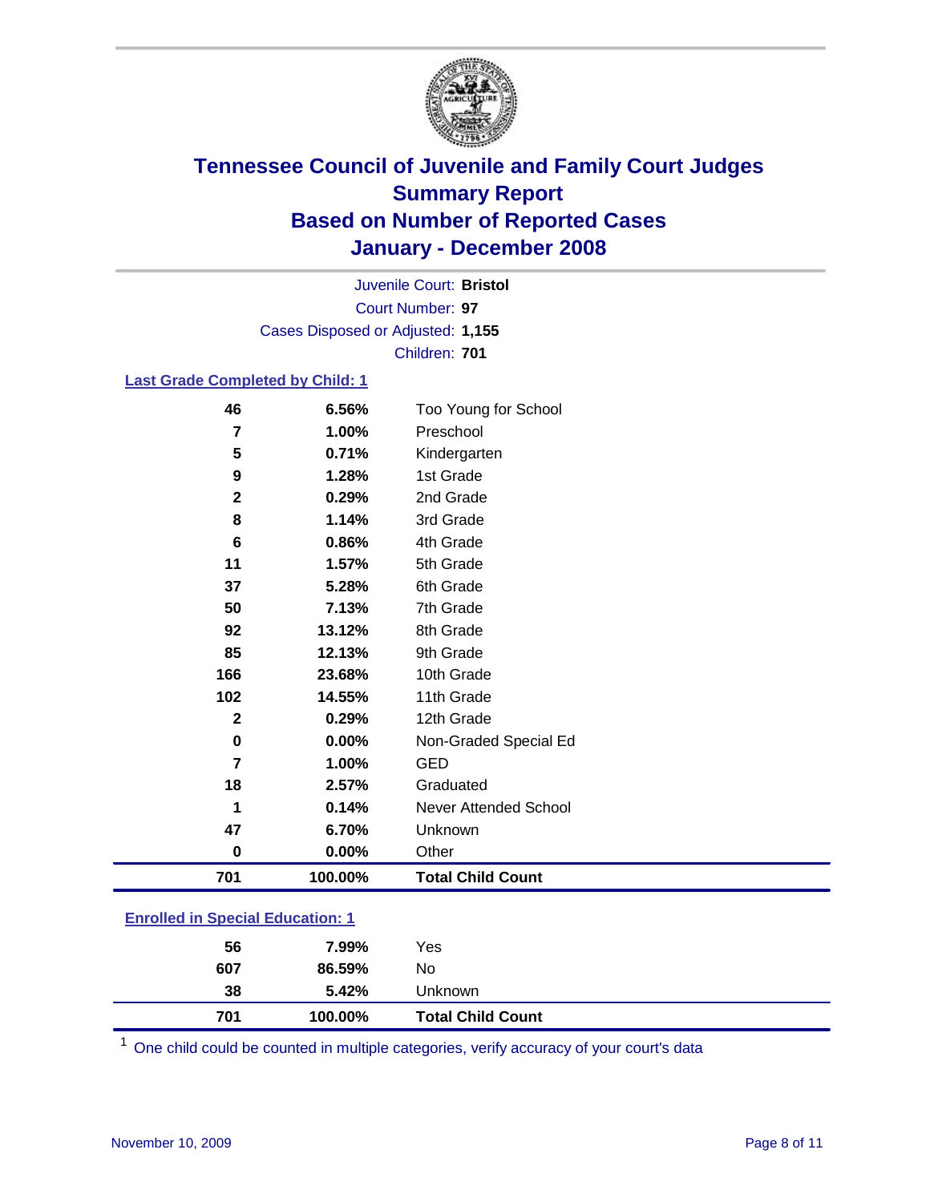# Tennessee Council of Juvenile and Family Court Judges
## Summary Report
## Based on Number of Reported Cases
## January - December 2008

Juvenile Court: **Bristol**
Court Number: **97**
Cases Disposed or Adjusted: **1,155**
Children: **701**

### Last Grade Completed by Child: 1

| Count | Percent | Category |
|---|---|---|
| 46 | 6.56% | Too Young for School |
| 7 | 1.00% | Preschool |
| 5 | 0.71% | Kindergarten |
| 9 | 1.28% | 1st Grade |
| 2 | 0.29% | 2nd Grade |
| 8 | 1.14% | 3rd Grade |
| 6 | 0.86% | 4th Grade |
| 11 | 1.57% | 5th Grade |
| 37 | 5.28% | 6th Grade |
| 50 | 7.13% | 7th Grade |
| 92 | 13.12% | 8th Grade |
| 85 | 12.13% | 9th Grade |
| 166 | 23.68% | 10th Grade |
| 102 | 14.55% | 11th Grade |
| 2 | 0.29% | 12th Grade |
| 0 | 0.00% | Non-Graded Special Ed |
| 7 | 1.00% | GED |
| 18 | 2.57% | Graduated |
| 1 | 0.14% | Never Attended School |
| 47 | 6.70% | Unknown |
| 0 | 0.00% | Other |
| **701** | **100.00%** | **Total Child Count** |

### Enrolled in Special Education: 1

| Count | Percent | Category |
|---|---|---|
| 56 | 7.99% | Yes |
| 607 | 86.59% | No |
| 38 | 5.42% | Unknown |
| **701** | **100.00%** | **Total Child Count** |

[1] One child could be counted in multiple categories, verify accuracy of your court's data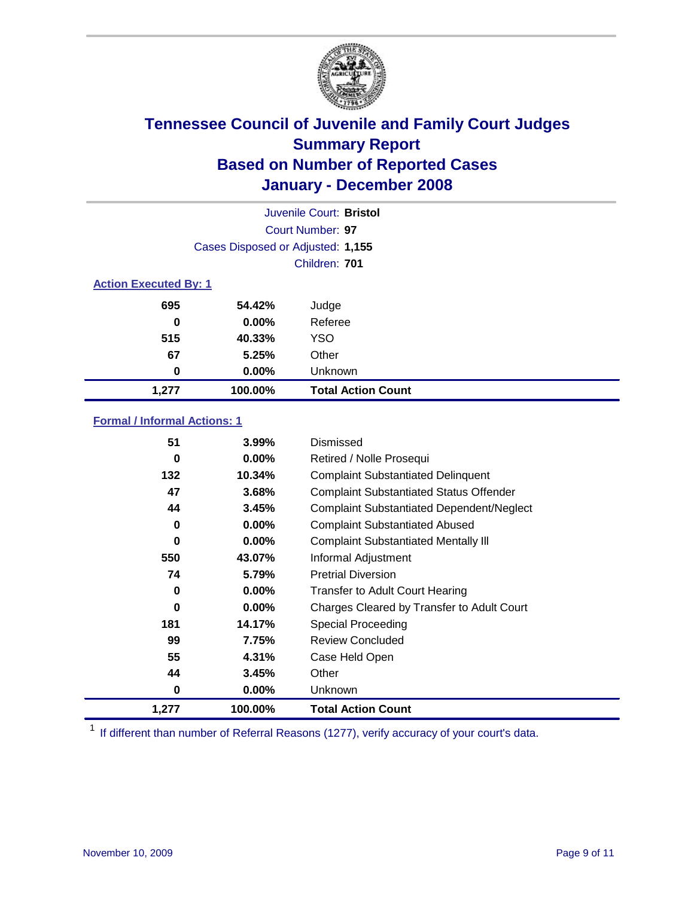# Tennessee Council of Juvenile and Family Court Judges
## Summary Report
## Based on Number of Reported Cases
## January - December 2008

Juvenile Court: **Bristol**

Court Number: **97**

Cases Disposed or Adjusted: **1,155**

Children: **701**

### Action Executed By: 1

| | | |
|---|---|---|
| 695 | 54.42% | Judge |
| 0 | 0.00% | Referee |
| 515 | 40.33% | YSO |
| 67 | 5.25% | Other |
| 0 | 0.00% | Unknown |
| **1,277** | **100.00%** | **Total Action Count** |

### Formal / Informal Actions: 1

| | | |
|---|---|---|
| 51 | 3.99% | Dismissed |
| 0 | 0.00% | Retired / Nolle Prosequi |
| 132 | 10.34% | Complaint Substantiated Delinquent |
| 47 | 3.68% | Complaint Substantiated Status Offender |
| 44 | 3.45% | Complaint Substantiated Dependent/Neglect |
| 0 | 0.00% | Complaint Substantiated Abused |
| 0 | 0.00% | Complaint Substantiated Mentally Ill |
| 550 | 43.07% | Informal Adjustment |
| 74 | 5.79% | Pretrial Diversion |
| 0 | 0.00% | Transfer to Adult Court Hearing |
| 0 | 0.00% | Charges Cleared by Transfer to Adult Court |
| 181 | 14.17% | Special Proceeding |
| 99 | 7.75% | Review Concluded |
| 55 | 4.31% | Case Held Open |
| 44 | 3.45% | Other |
| 0 | 0.00% | Unknown |
| **1,277** | **100.00%** | **Total Action Count** |

[1] If different than number of Referral Reasons (1277), verify accuracy of your court's data.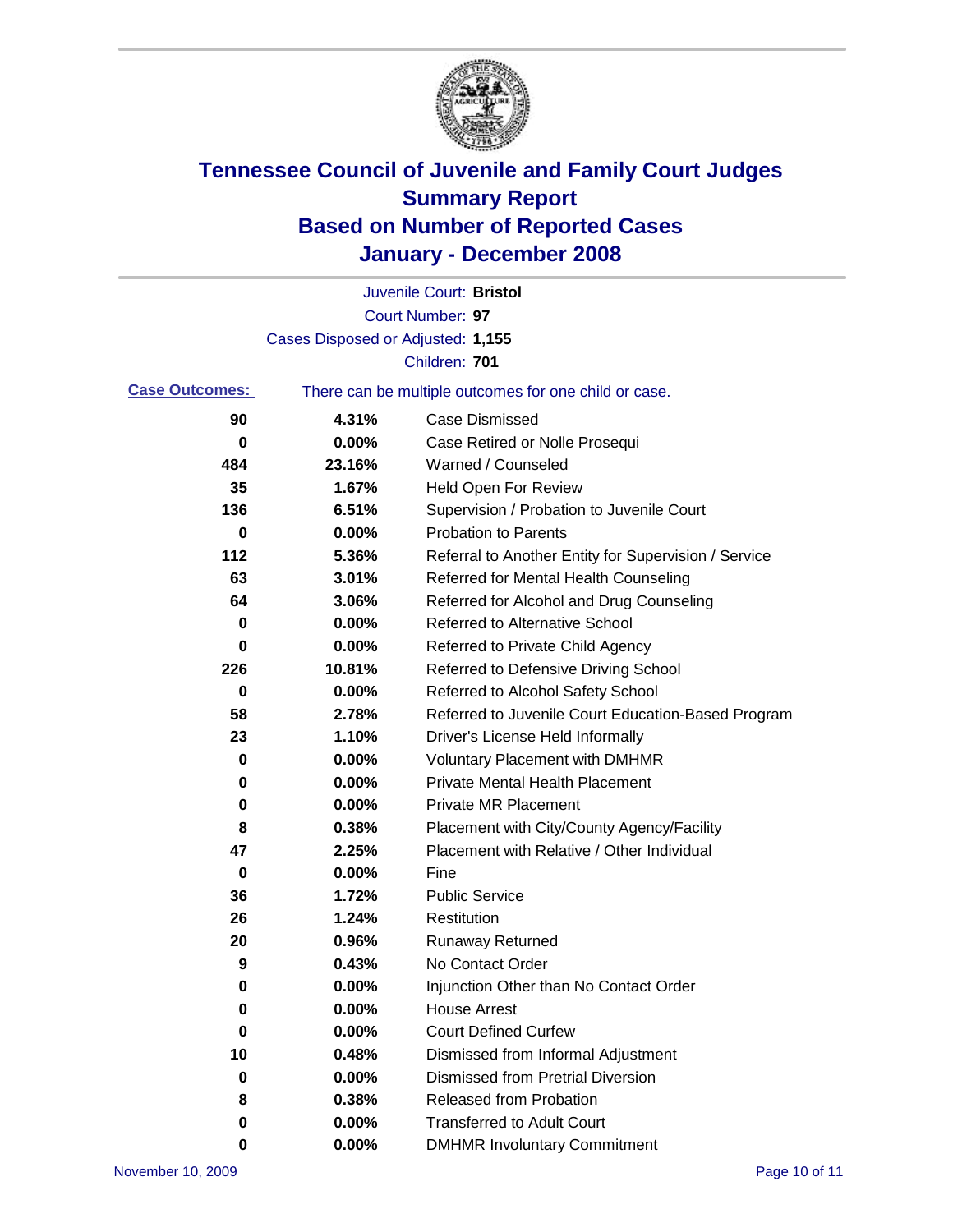# Tennessee Council of Juvenile and Family Court Judges
## Summary Report
## Based on Number of Reported Cases
## January - December 2008

Juvenile Court: **Bristol**
Court Number: **97**
Cases Disposed or Adjusted: **1,155**
Children: **701**

**Case Outcomes:** There can be multiple outcomes for one child or case.

| Count | Percent | Outcome |
|---|---|---|
| 90 | 4.31% | Case Dismissed |
| 0 | 0.00% | Case Retired or Nolle Prosequi |
| 484 | 23.16% | Warned / Counseled |
| 35 | 1.67% | Held Open For Review |
| 136 | 6.51% | Supervision / Probation to Juvenile Court |
| 0 | 0.00% | Probation to Parents |
| 112 | 5.36% | Referral to Another Entity for Supervision / Service |
| 63 | 3.01% | Referred for Mental Health Counseling |
| 64 | 3.06% | Referred for Alcohol and Drug Counseling |
| 0 | 0.00% | Referred to Alternative School |
| 0 | 0.00% | Referred to Private Child Agency |
| 226 | 10.81% | Referred to Defensive Driving School |
| 0 | 0.00% | Referred to Alcohol Safety School |
| 58 | 2.78% | Referred to Juvenile Court Education-Based Program |
| 23 | 1.10% | Driver's License Held Informally |
| 0 | 0.00% | Voluntary Placement with DMHMR |
| 0 | 0.00% | Private Mental Health Placement |
| 0 | 0.00% | Private MR Placement |
| 8 | 0.38% | Placement with City/County Agency/Facility |
| 47 | 2.25% | Placement with Relative / Other Individual |
| 0 | 0.00% | Fine |
| 36 | 1.72% | Public Service |
| 26 | 1.24% | Restitution |
| 20 | 0.96% | Runaway Returned |
| 9 | 0.43% | No Contact Order |
| 0 | 0.00% | Injunction Other than No Contact Order |
| 0 | 0.00% | House Arrest |
| 0 | 0.00% | Court Defined Curfew |
| 10 | 0.48% | Dismissed from Informal Adjustment |
| 0 | 0.00% | Dismissed from Pretrial Diversion |
| 8 | 0.38% | Released from Probation |
| 0 | 0.00% | Transferred to Adult Court |
| 0 | 0.00% | DMHMR Involuntary Commitment |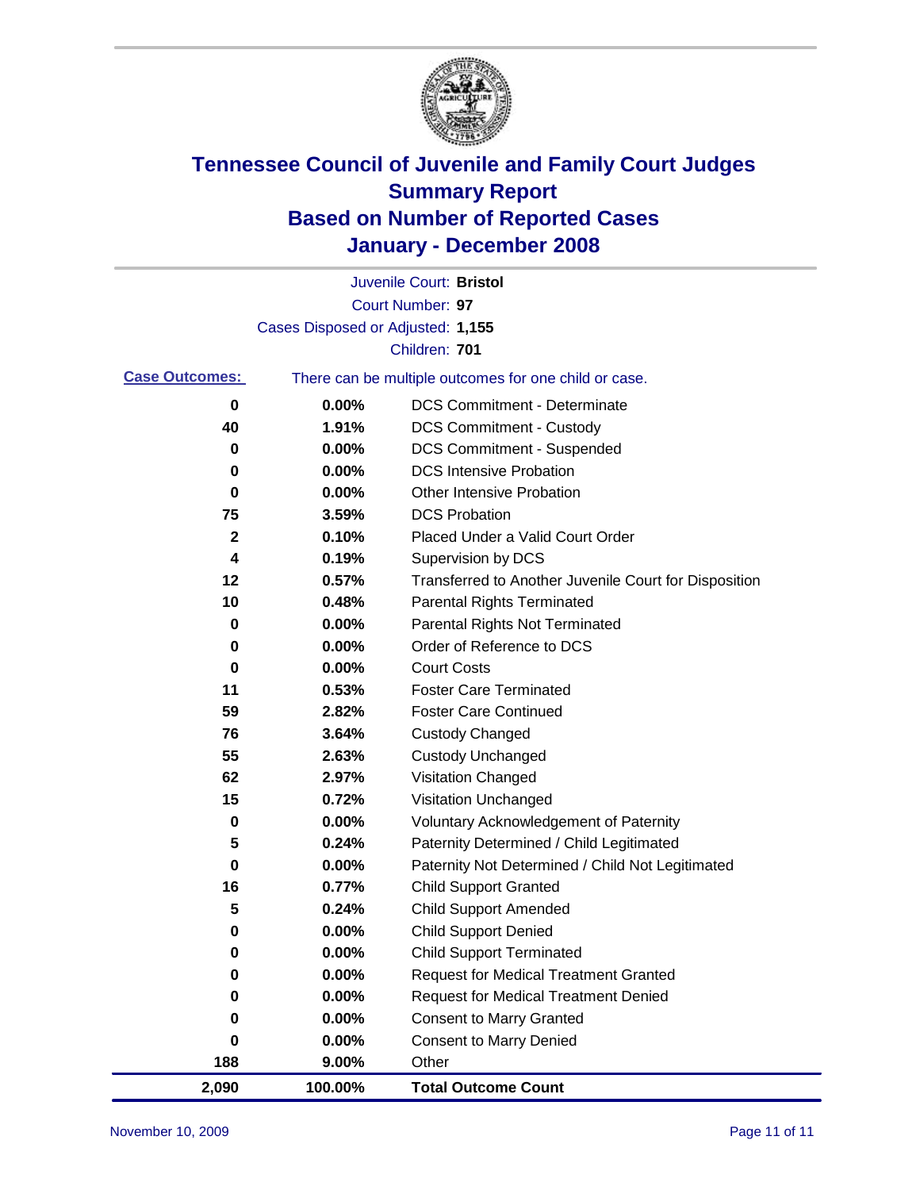# Tennessee Council of Juvenile and Family Court Judges
# Summary Report
# Based on Number of Reported Cases
# January - December 2008

Juvenile Court: **Bristol**
Court Number: **97**
Cases Disposed or Adjusted: **1,155**
Children: **701**

**Case Outcomes:** There can be multiple outcomes for one child or case.

| | | |
|---|---|---|
| 0 | 0.00% | DCS Commitment - Determinate |
| 40 | 1.91% | DCS Commitment - Custody |
| 0 | 0.00% | DCS Commitment - Suspended |
| 0 | 0.00% | DCS Intensive Probation |
| 0 | 0.00% | Other Intensive Probation |
| 75 | 3.59% | DCS Probation |
| 2 | 0.10% | Placed Under a Valid Court Order |
| 4 | 0.19% | Supervision by DCS |
| 12 | 0.57% | Transferred to Another Juvenile Court for Disposition |
| 10 | 0.48% | Parental Rights Terminated |
| 0 | 0.00% | Parental Rights Not Terminated |
| 0 | 0.00% | Order of Reference to DCS |
| 0 | 0.00% | Court Costs |
| 11 | 0.53% | Foster Care Terminated |
| 59 | 2.82% | Foster Care Continued |
| 76 | 3.64% | Custody Changed |
| 55 | 2.63% | Custody Unchanged |
| 62 | 2.97% | Visitation Changed |
| 15 | 0.72% | Visitation Unchanged |
| 0 | 0.00% | Voluntary Acknowledgement of Paternity |
| 5 | 0.24% | Paternity Determined / Child Legitimated |
| 0 | 0.00% | Paternity Not Determined / Child Not Legitimated |
| 16 | 0.77% | Child Support Granted |
| 5 | 0.24% | Child Support Amended |
| 0 | 0.00% | Child Support Denied |
| 0 | 0.00% | Child Support Terminated |
| 0 | 0.00% | Request for Medical Treatment Granted |
| 0 | 0.00% | Request for Medical Treatment Denied |
| 0 | 0.00% | Consent to Marry Granted |
| 0 | 0.00% | Consent to Marry Denied |
| 188 | 9.00% | Other |
| **2,090** | **100.00%** | **Total Outcome Count** |

November 10, 2009